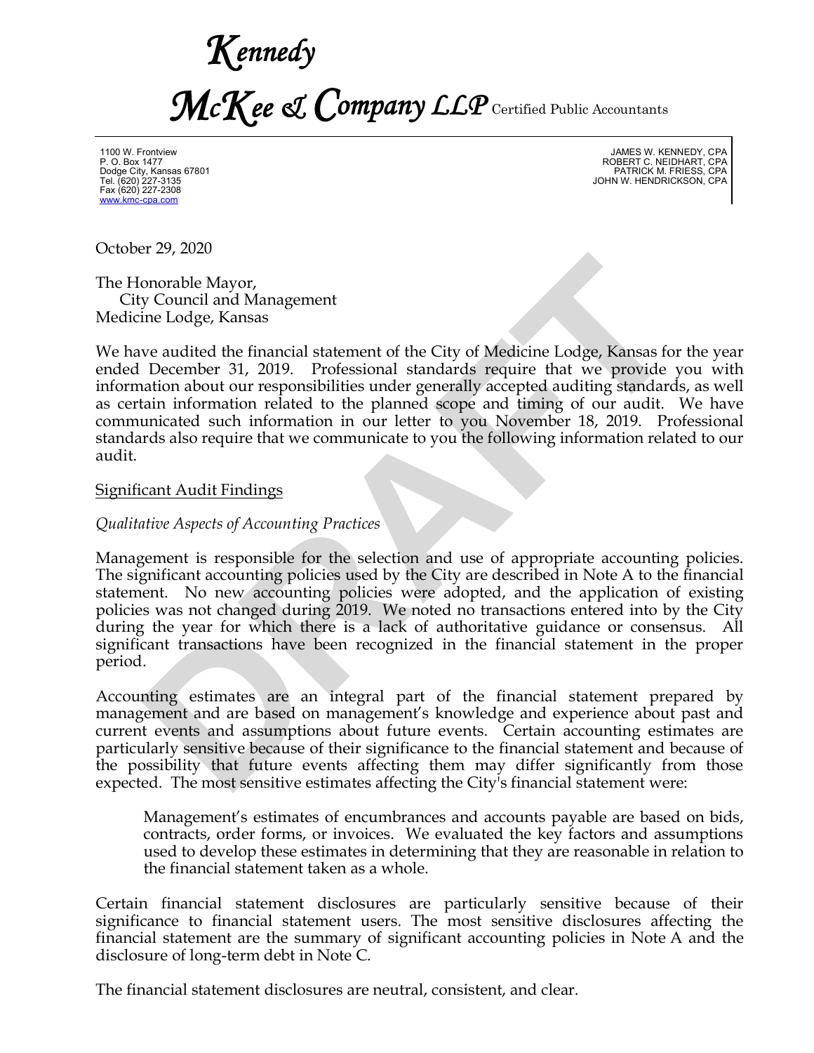# Kennedy McKee & Company LLP Certified Public Accountants

1100 W. Frontview
P. O. Box 1477
Dodge City, Kansas 67801
Tel. (620) 227-3135
Fax (620) 227-2308
www.kmc-cpa.com

JAMES W. KENNEDY, CPA
ROBERT C. NEIDHART, CPA
PATRICK M. FRIESS, CPA
JOHN W. HENDRICKSON, CPA

October 29, 2020

The Honorable Mayor,
City Council and Management
Medicine Lodge, Kansas

We have audited the financial statement of the City of Medicine Lodge, Kansas for the year ended December 31, 2019. Professional standards require that we provide you with information about our responsibilities under generally accepted auditing standards, as well as certain information related to the planned scope and timing of our audit. We have communicated such information in our letter to you November 18, 2019. Professional standards also require that we communicate to you the following information related to our audit.

## Significant Audit Findings

*Qualitative Aspects of Accounting Practices*

Management is responsible for the selection and use of appropriate accounting policies. The significant accounting policies used by the City are described in Note A to the financial statement. No new accounting policies were adopted, and the application of existing policies was not changed during 2019. We noted no transactions entered into by the City during the year for which there is a lack of authoritative guidance or consensus. All significant transactions have been recognized in the financial statement in the proper period.

Accounting estimates are an integral part of the financial statement prepared by management and are based on management's knowledge and experience about past and current events and assumptions about future events. Certain accounting estimates are particularly sensitive because of their significance to the financial statement and because of the possibility that future events affecting them may differ significantly from those expected. The most sensitive estimates affecting the City's financial statement were:

> Management's estimates of encumbrances and accounts payable are based on bids, contracts, order forms, or invoices. We evaluated the key factors and assumptions used to develop these estimates in determining that they are reasonable in relation to the financial statement taken as a whole.

Certain financial statement disclosures are particularly sensitive because of their significance to financial statement users. The most sensitive disclosures affecting the financial statement are the summary of significant accounting policies in Note A and the disclosure of long-term debt in Note C.

The financial statement disclosures are neutral, consistent, and clear.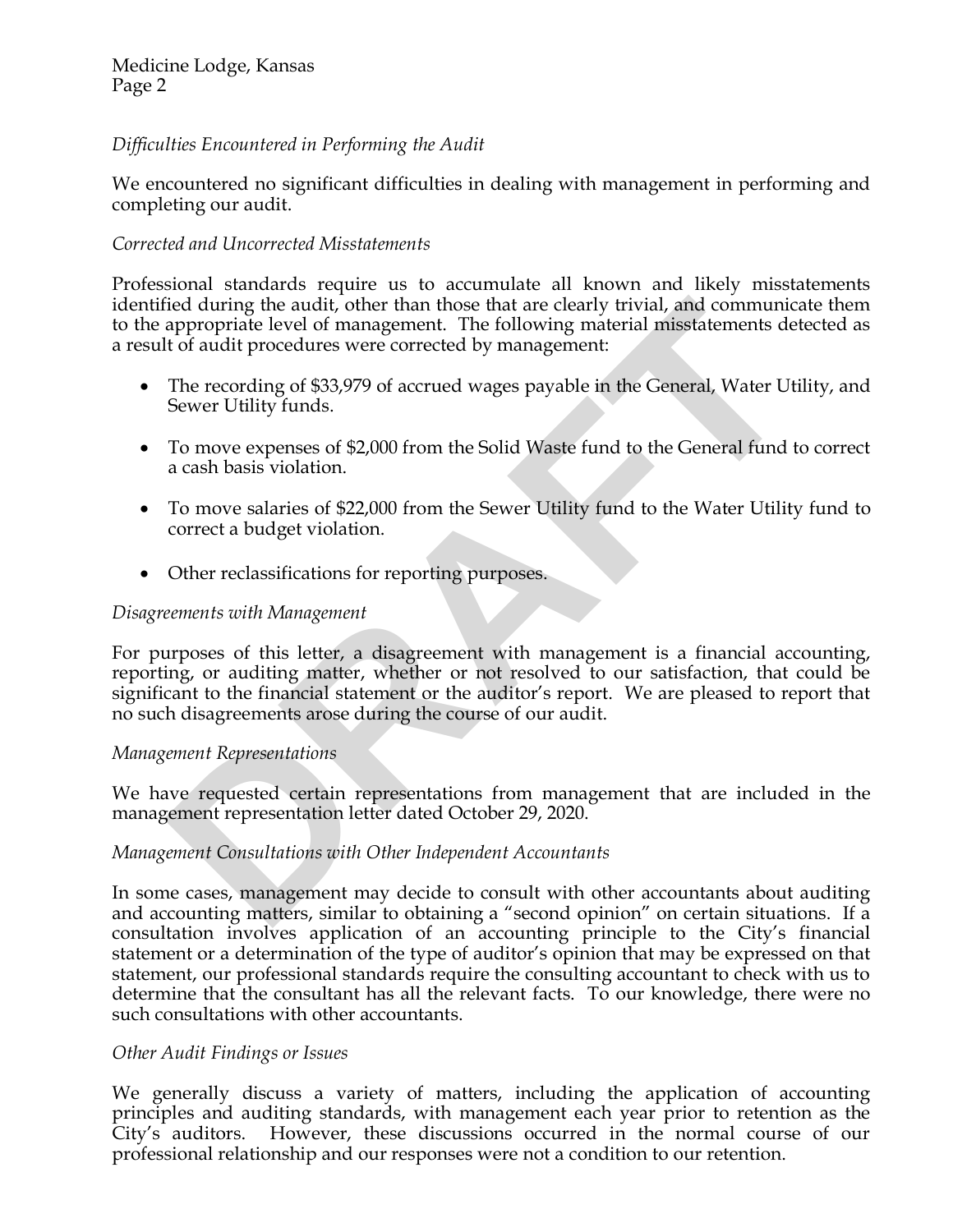*Difficulties Encountered in Performing the Audit*

We encountered no significant difficulties in dealing with management in performing and completing our audit.

*Corrected and Uncorrected Misstatements*

Professional standards require us to accumulate all known and likely misstatements identified during the audit, other than those that are clearly trivial, and communicate them to the appropriate level of management. The following material misstatements detected as a result of audit procedures were corrected by management:

- The recording of $33,979 of accrued wages payable in the General, Water Utility, and Sewer Utility funds.
- To move expenses of $2,000 from the Solid Waste fund to the General fund to correct a cash basis violation.
- To move salaries of $22,000 from the Sewer Utility fund to the Water Utility fund to correct a budget violation.
- Other reclassifications for reporting purposes.

*Disagreements with Management*

For purposes of this letter, a disagreement with management is a financial accounting, reporting, or auditing matter, whether or not resolved to our satisfaction, that could be significant to the financial statement or the auditor's report. We are pleased to report that no such disagreements arose during the course of our audit.

*Management Representations*

We have requested certain representations from management that are included in the management representation letter dated October 29, 2020.

*Management Consultations with Other Independent Accountants*

In some cases, management may decide to consult with other accountants about auditing and accounting matters, similar to obtaining a "second opinion" on certain situations. If a consultation involves application of an accounting principle to the City's financial statement or a determination of the type of auditor's opinion that may be expressed on that statement, our professional standards require the consulting accountant to check with us to determine that the consultant has all the relevant facts. To our knowledge, there were no such consultations with other accountants.

*Other Audit Findings or Issues*

We generally discuss a variety of matters, including the application of accounting principles and auditing standards, with management each year prior to retention as the City's auditors. However, these discussions occurred in the normal course of our professional relationship and our responses were not a condition to our retention.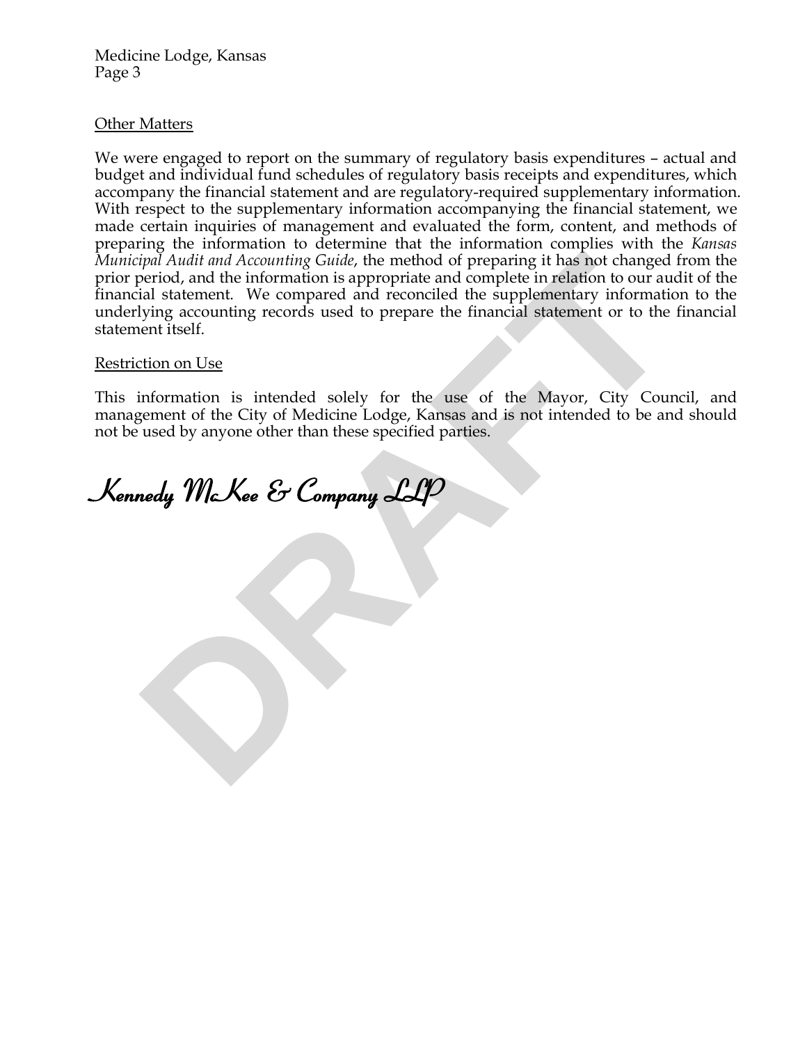Medicine Lodge, Kansas

## Other Matters

We were engaged to report on the summary of regulatory basis expenditures – actual and budget and individual fund schedules of regulatory basis receipts and expenditures, which accompany the financial statement and are regulatory-required supplementary information. With respect to the supplementary information accompanying the financial statement, we made certain inquiries of management and evaluated the form, content, and methods of preparing the information to determine that the information complies with the *Kansas Municipal Audit and Accounting Guide*, the method of preparing it has not changed from the prior period, and the information is appropriate and complete in relation to our audit of the financial statement. We compared and reconciled the supplementary information to the underlying accounting records used to prepare the financial statement or to the financial statement itself.

## Restriction on Use

This information is intended solely for the use of the Mayor, City Council, and management of the City of Medicine Lodge, Kansas and is not intended to be and should not be used by anyone other than these specified parties.

*Kennedy McKee & Company LLP*

DRAFT